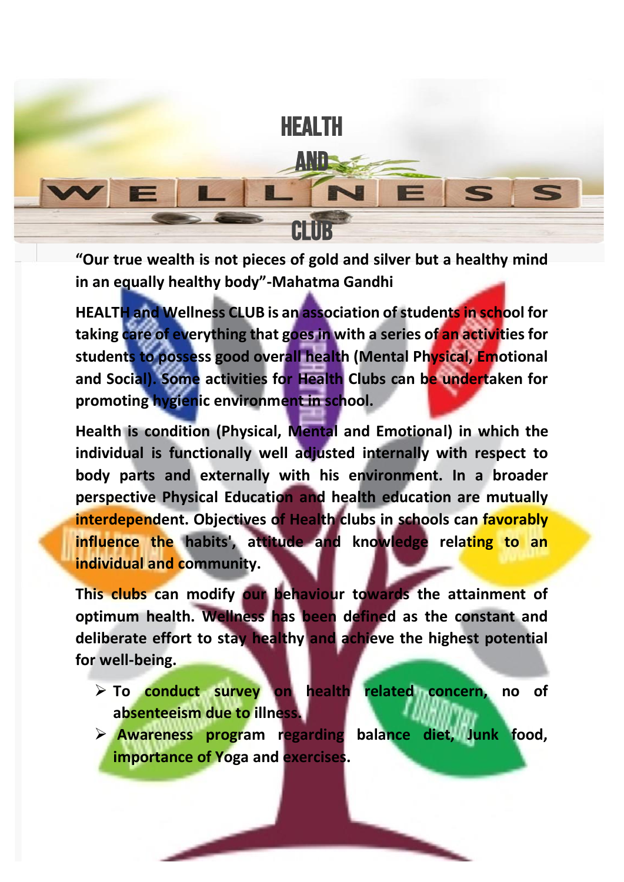# HEALTH AND WELLNESS CLUB

**"Our true wealth is not pieces of gold and silver but a healthy mind in an equally healthy body"-Mahatma Gandhi**

**HEALTH and Wellness CLUB is an association of students in school for taking care of everything that goes in with a series of an activities for students to possess good overall health (Mental Physical, Emotional and Social). Some activities for Health Clubs can be undertaken for promoting hygienic environment in school.**

**Health is condition (Physical, Mental and Emotional) in which the individual is functionally well adjusted internally with respect to body parts and externally with his environment. In a broader perspective Physical Education and health education are mutually interdependent. Objectives of Health clubs in schools can favorably influence the habits', attitude and knowledge relating to an individual and community.**

**This clubs can modify our behaviour towards the attainment of optimum health. Wellness has been defined as the constant and deliberate effort to stay healthy and achieve the highest potential for well-being.**

- **To conduct survey on health related concern, no of absenteeism due to illness.**
- **Awareness program regarding balance diet, Junk food, importance of Yoga and exercises.**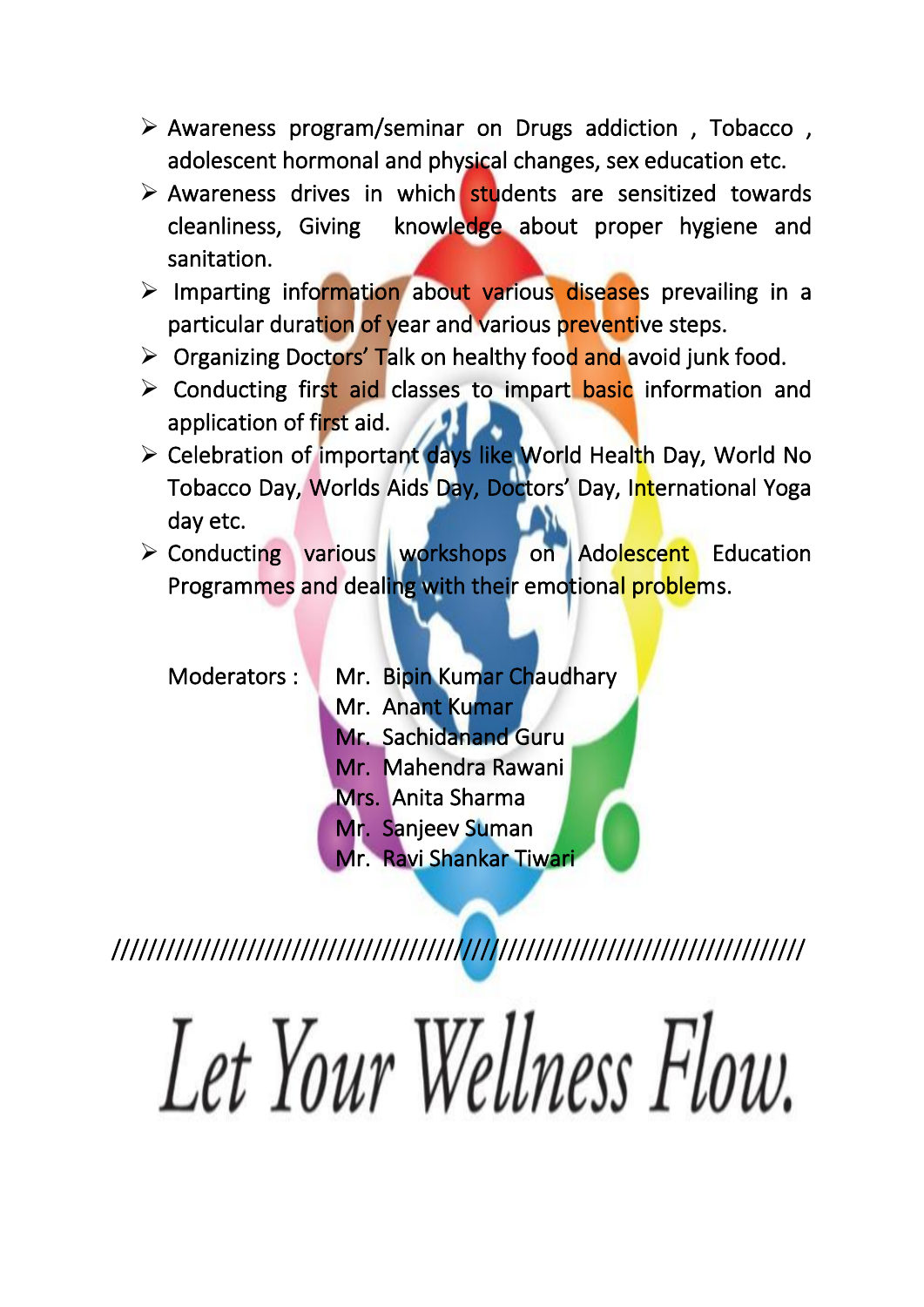- Awareness program/seminar on Drugs addiction , Tobacco , adolescent hormonal and physical changes, sex education etc.
- Awareness drives in which students are sensitized towards cleanliness, Giving knowledge about proper hygiene and sanitation.
- Imparting information about various diseases prevailing in a particular duration of year and various preventive steps.
- Organizing Doctors' Talk on healthy food and avoid junk food.
- Conducting first aid classes to impart basic information and application of first aid.
- Celebration of important days like World Health Day, World No Tobacco Day, Worlds Aids Day, Doctors' Day, International Yoga day etc.
- Conducting various workshops on Adolescent Education Programmes and dealing with their emotional problems.

Moderators : Mr. Bipin Kumar Chaudhary
Mr. Anant Kumar
Mr. Sachidanand Guru
Mr. Mahendra Rawani
Mrs. Anita Sharma
Mr. Sanjeev Suman
Mr. Ravi Shankar Tiwari

//////////////////////////////////////////////////////////////////////////////////////////

*Let Your Wellness Flow.*